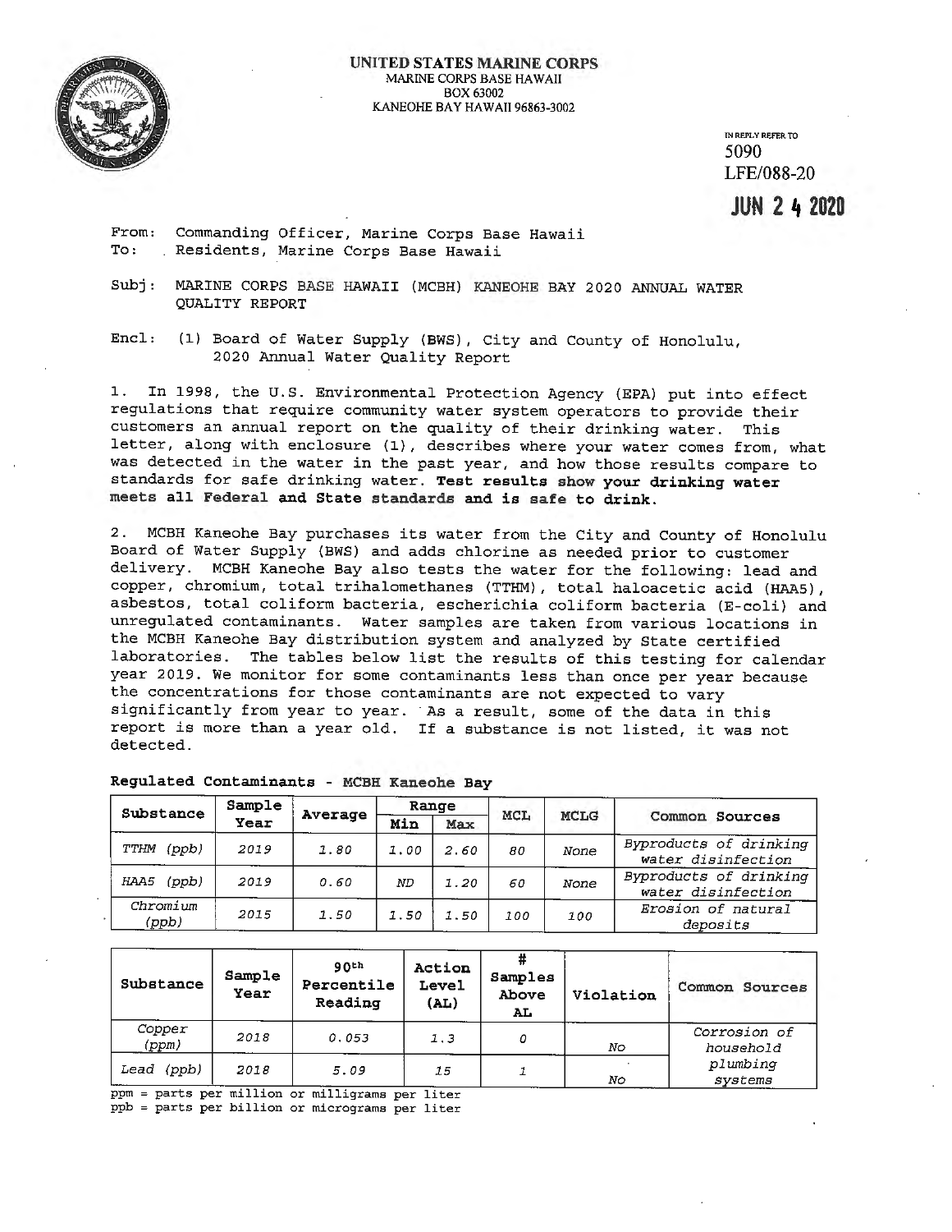**UNITED STATES MARINE CORPS**
MARINE CORPS BASE HAWAII
BOX 63002
KANEOHE BAY HAWAII 96863-3002

IN REPLY REFER TO
5090
LFE/088-20

**JUN 2 4 2020**

From: Commanding Officer, Marine Corps Base Hawaii
To: Residents, Marine Corps Base Hawaii

Subj: MARINE CORPS BASE HAWAII (MCBH) KANEOHE BAY 2020 ANNUAL WATER QUALITY REPORT

Encl: (1) Board of Water Supply (BWS), City and County of Honolulu, 2020 Annual Water Quality Report

1. In 1998, the U.S. Environmental Protection Agency (EPA) put into effect regulations that require community water system operators to provide their customers an annual report on the quality of their drinking water. This letter, along with enclosure (1), describes where your water comes from, what was detected in the water in the past year, and how those results compare to standards for safe drinking water. **Test results show your drinking water meets all Federal and State standards and is safe to drink.**

2. MCBH Kaneohe Bay purchases its water from the City and County of Honolulu Board of Water Supply (BWS) and adds chlorine as needed prior to customer delivery. MCBH Kaneohe Bay also tests the water for the following: lead and copper, chromium, total trihalomethanes (TTHM), total haloacetic acid (HAA5), asbestos, total coliform bacteria, escherichia coliform bacteria (E-coli) and unregulated contaminants. Water samples are taken from various locations in the MCBH Kaneohe Bay distribution system and analyzed by State certified laboratories. The tables below list the results of this testing for calendar year 2019. We monitor for some contaminants less than once per year because the concentrations for those contaminants are not expected to vary significantly from year to year. As a result, some of the data in this report is more than a year old. If a substance is not listed, it was not detected.

**Regulated Contaminants - MCBH Kaneohe Bay**

| Substance | Sample Year | Average | Range | | MCL | MCLG | Common Sources |
|---|---|---|---|---|---|---|---|
| | | | Min | Max | | | |
| *TTHM (ppb)* | *2019* | *1.80* | *1.00* | *2.60* | *80* | *None* | *Byproducts of drinking water disinfection* |
| *HAA5 (ppb)* | *2019* | *0.60* | *ND* | *1.20* | *60* | *None* | *Byproducts of drinking water disinfection* |
| *Chromium (ppb)* | *2015* | *1.50* | *1.50* | *1.50* | *100* | *100* | *Erosion of natural deposits* |

| Substance | Sample Year | 90th Percentile Reading | Action Level (AL) | # Samples Above AL | Violation | Common Sources |
|---|---|---|---|---|---|---|
| *Copper (ppm)* | *2018* | *0.053* | *1.3* | *0* | *No* | *Corrosion of household plumbing systems* |
| *Lead (ppb)* | *2018* | *5.09* | *15* | *1* | *No* | |

ppm = parts per million or milligrams per liter
ppb = parts per billion or micrograms per liter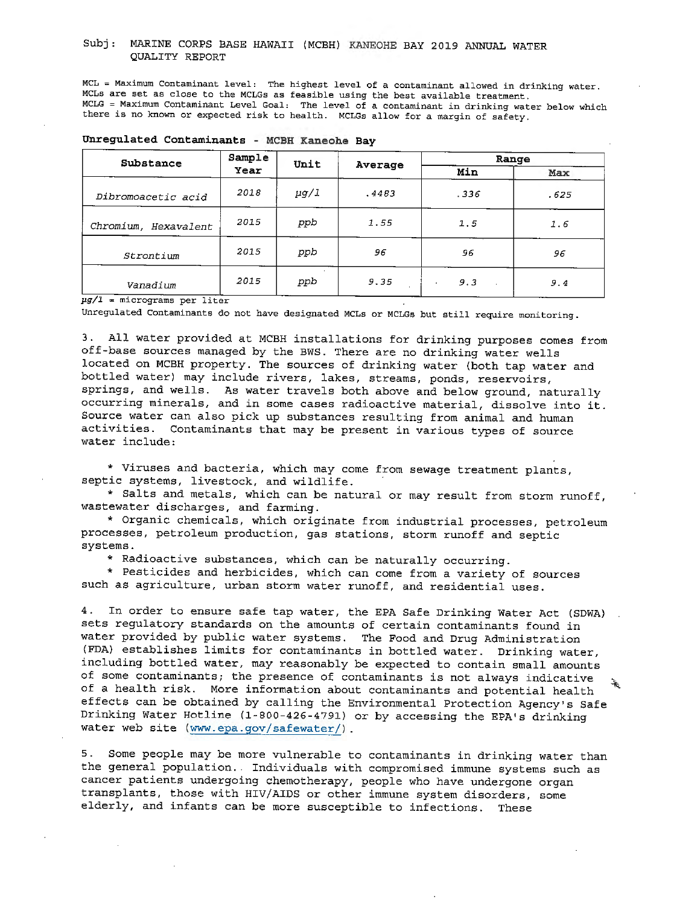Subj: MARINE CORPS BASE HAWAII (MCBH) KANEOHE BAY 2019 ANNUAL WATER QUALITY REPORT

MCL = Maximum Contaminant level: The highest level of a contaminant allowed in drinking water. MCLs are set as close to the MCLGs as feasible using the best available treatment.
MCLG = Maximum Contaminant Level Goal: The level of a contaminant in drinking water below which there is no known or expected risk to health. MCLGs allow for a margin of safety.

**Unregulated Contaminants - MCBH Kaneohe Bay**

| Substance | Sample Year | Unit | Average | Range | |
|---|---|---|---|---|---|
| | | | | Min | Max |
| *Dibromoacetic acid* | *2018* | *µg/l* | *.4483* | *.336* | *.625* |
| *Chromium, Hexavalent* | *2015* | *ppb* | *1.55* | *1.5* | *1.6* |
| *Strontium* | *2015* | *ppb* | *96* | *96* | *96* |
| *Vanadium* | *2015* | *ppb* | *9.35* | *9.3* | *9.4* |

*µg/l* = micrograms per liter
Unregulated Contaminants do not have designated MCLs or MCLGs but still require monitoring.

3. All water provided at MCBH installations for drinking purposes comes from off-base sources managed by the BWS. There are no drinking water wells located on MCBH property. The sources of drinking water (both tap water and bottled water) may include rivers, lakes, streams, ponds, reservoirs, springs, and wells. As water travels both above and below ground, naturally occurring minerals, and in some cases radioactive material, dissolve into it. Source water can also pick up substances resulting from animal and human activities. Contaminants that may be present in various types of source water include:

* Viruses and bacteria, which may come from sewage treatment plants, septic systems, livestock, and wildlife.
* Salts and metals, which can be natural or may result from storm runoff, wastewater discharges, and farming.
* Organic chemicals, which originate from industrial processes, petroleum processes, petroleum production, gas stations, storm runoff and septic systems.
* Radioactive substances, which can be naturally occurring.
* Pesticides and herbicides, which can come from a variety of sources such as agriculture, urban storm water runoff, and residential uses.

4. In order to ensure safe tap water, the EPA Safe Drinking Water Act (SDWA) sets regulatory standards on the amounts of certain contaminants found in water provided by public water systems. The Food and Drug Administration (FDA) establishes limits for contaminants in bottled water. Drinking water, including bottled water, may reasonably be expected to contain small amounts of some contaminants; the presence of contaminants is not always indicative of a health risk. More information about contaminants and potential health effects can be obtained by calling the Environmental Protection Agency's Safe Drinking Water Hotline (1-800-426-4791) or by accessing the EPA's drinking water web site (www.epa.gov/safewater/).

5. Some people may be more vulnerable to contaminants in drinking water than the general population. Individuals with compromised immune systems such as cancer patients undergoing chemotherapy, people who have undergone organ transplants, those with HIV/AIDS or other immune system disorders, some elderly, and infants can be more susceptible to infections. These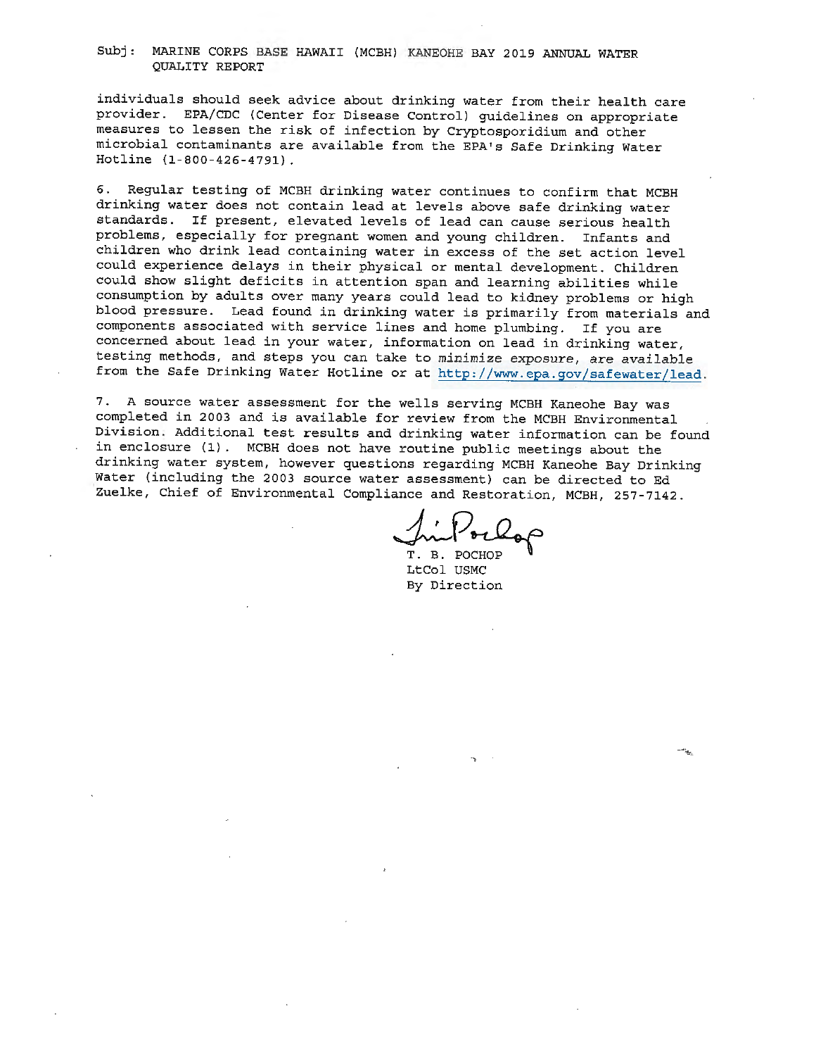Subj: MARINE CORPS BASE HAWAII (MCBH) KANEOHE BAY 2019 ANNUAL WATER QUALITY REPORT

individuals should seek advice about drinking water from their health care provider. EPA/CDC (Center for Disease Control) guidelines on appropriate measures to lessen the risk of infection by Cryptosporidium and other microbial contaminants are available from the EPA's Safe Drinking Water Hotline (1-800-426-4791).

6. Regular testing of MCBH drinking water continues to confirm that MCBH drinking water does not contain lead at levels above safe drinking water standards. If present, elevated levels of lead can cause serious health problems, especially for pregnant women and young children. Infants and children who drink lead containing water in excess of the set action level could experience delays in their physical or mental development. Children could show slight deficits in attention span and learning abilities while consumption by adults over many years could lead to kidney problems or high blood pressure. Lead found in drinking water is primarily from materials and components associated with service lines and home plumbing. If you are concerned about lead in your water, information on lead in drinking water, testing methods, and steps you can take to minimize exposure, are available from the Safe Drinking Water Hotline or at http://www.epa.gov/safewater/lead.

7. A source water assessment for the wells serving MCBH Kaneohe Bay was completed in 2003 and is available for review from the MCBH Environmental Division. Additional test results and drinking water information can be found in enclosure (1). MCBH does not have routine public meetings about the drinking water system, however questions regarding MCBH Kaneohe Bay Drinking Water (including the 2003 source water assessment) can be directed to Ed Zuelke, Chief of Environmental Compliance and Restoration, MCBH, 257-7142.

T. B. POCHOP
LtCol USMC
By Direction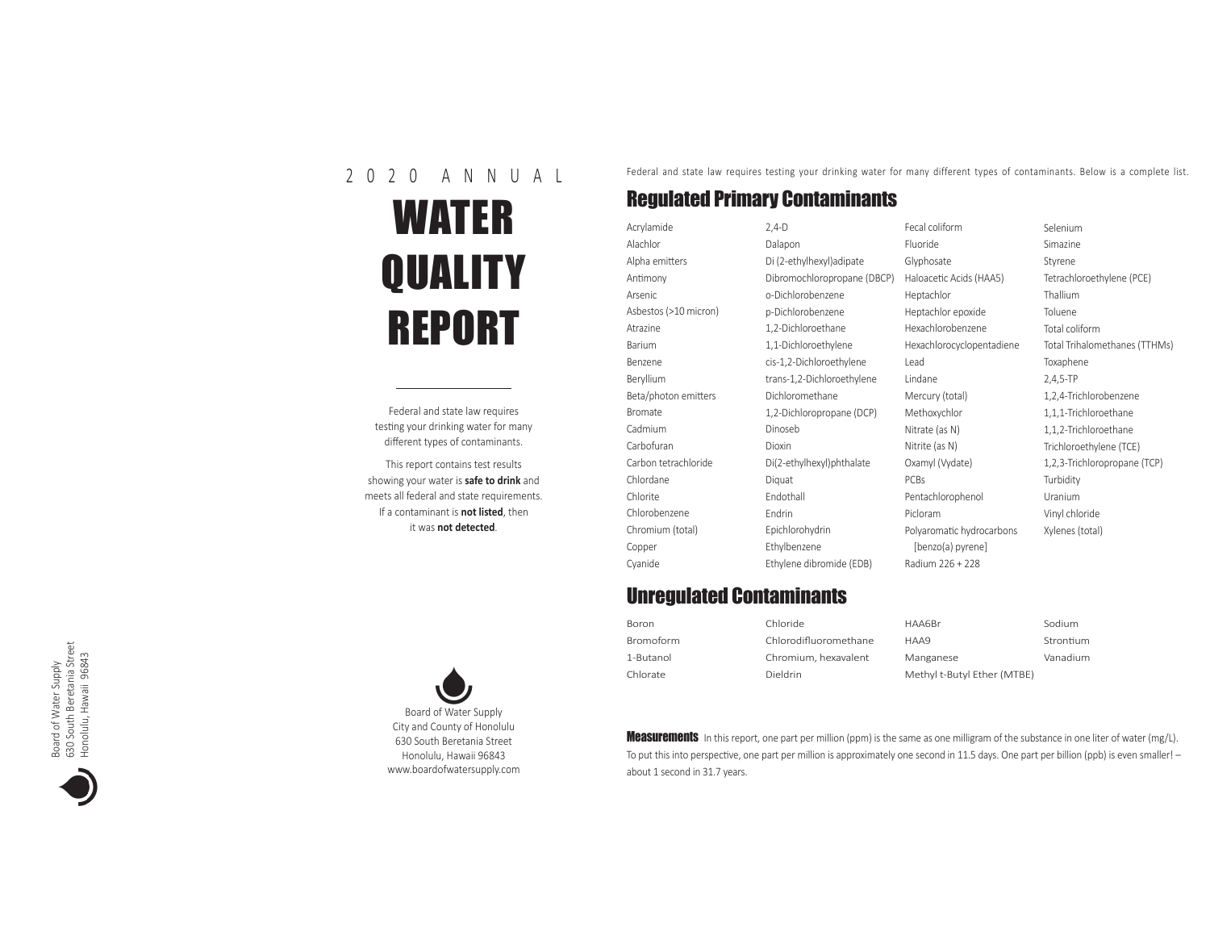2 0 2 0 A N N U A L

# WATER QUALITY REPORT

Federal and state law requires testing your drinking water for many different types of contaminants.

This report contains test results showing your water is **safe to drink** and meets all federal and state requirements. If a contaminant is **not listed**, then it was **not detected**.

Board of Water Supply
City and County of Honolulu
630 South Beretania Street
Honolulu, Hawaii 96843
www.boardofwatersupply.com

Board of Water Supply
630 South Beretania Street
Honolulu, Hawaii 96843

Federal and state law requires testing your drinking water for many different types of contaminants. Below is a complete list.

## Regulated Primary Contaminants

- Acrylamide
- Alachlor
- Alpha emitters
- Antimony
- Arsenic
- Asbestos (>10 micron)
- Atrazine
- Barium
- Benzene
- Beryllium
- Beta/photon emitters
- Bromate
- Cadmium
- Carbofuran
- Carbon tetrachloride
- Chlordane
- Chlorite
- Chlorobenzene
- Chromium (total)
- Copper
- Cyanide
- 2,4-D
- Dalapon
- Di (2-ethylhexyl)adipate
- Dibromochloropropane (DBCP)
- o-Dichlorobenzene
- p-Dichlorobenzene
- 1,2-Dichloroethane
- 1,1-Dichloroethylene
- cis-1,2-Dichloroethylene
- trans-1,2-Dichloroethylene
- Dichloromethane
- 1,2-Dichloropropane (DCP)
- Dinoseb
- Dioxin
- Di(2-ethylhexyl)phthalate
- Diquat
- Endothall
- Endrin
- Epichlorohydrin
- Ethylbenzene
- Ethylene dibromide (EDB)
- Fecal coliform
- Fluoride
- Glyphosate
- Haloacetic Acids (HAA5)
- Heptachlor
- Heptachlor epoxide
- Hexachlorobenzene
- Hexachlorocyclopentadiene
- Lead
- Lindane
- Mercury (total)
- Methoxychlor
- Nitrate (as N)
- Nitrite (as N)
- Oxamyl (Vydate)
- PCBs
- Pentachlorophenol
- Picloram
- Polyaromatic hydrocarbons [benzo(a) pyrene]
- Radium 226 + 228
- Selenium
- Simazine
- Styrene
- Tetrachloroethylene (PCE)
- Thallium
- Toluene
- Total coliform
- Total Trihalomethanes (TTHMs)
- Toxaphene
- 2,4,5-TP
- 1,2,4-Trichlorobenzene
- 1,1,1-Trichloroethane
- 1,1,2-Trichloroethane
- Trichloroethylene (TCE)
- 1,2,3-Trichloropropane (TCP)
- Turbidity
- Uranium
- Vinyl chloride
- Xylenes (total)

## Unregulated Contaminants

- Boron
- Bromoform
- 1-Butanol
- Chlorate
- Chloride
- Chlorodifluoromethane
- Chromium, hexavalent
- Dieldrin
- HAA6Br
- HAA9
- Manganese
- Methyl t-Butyl Ether (MTBE)
- Sodium
- Strontium
- Vanadium

**Measurements** In this report, one part per million (ppm) is the same as one milligram of the substance in one liter of water (mg/L). To put this into perspective, one part per million is approximately one second in 11.5 days. One part per billion (ppb) is even smaller! – about 1 second in 31.7 years.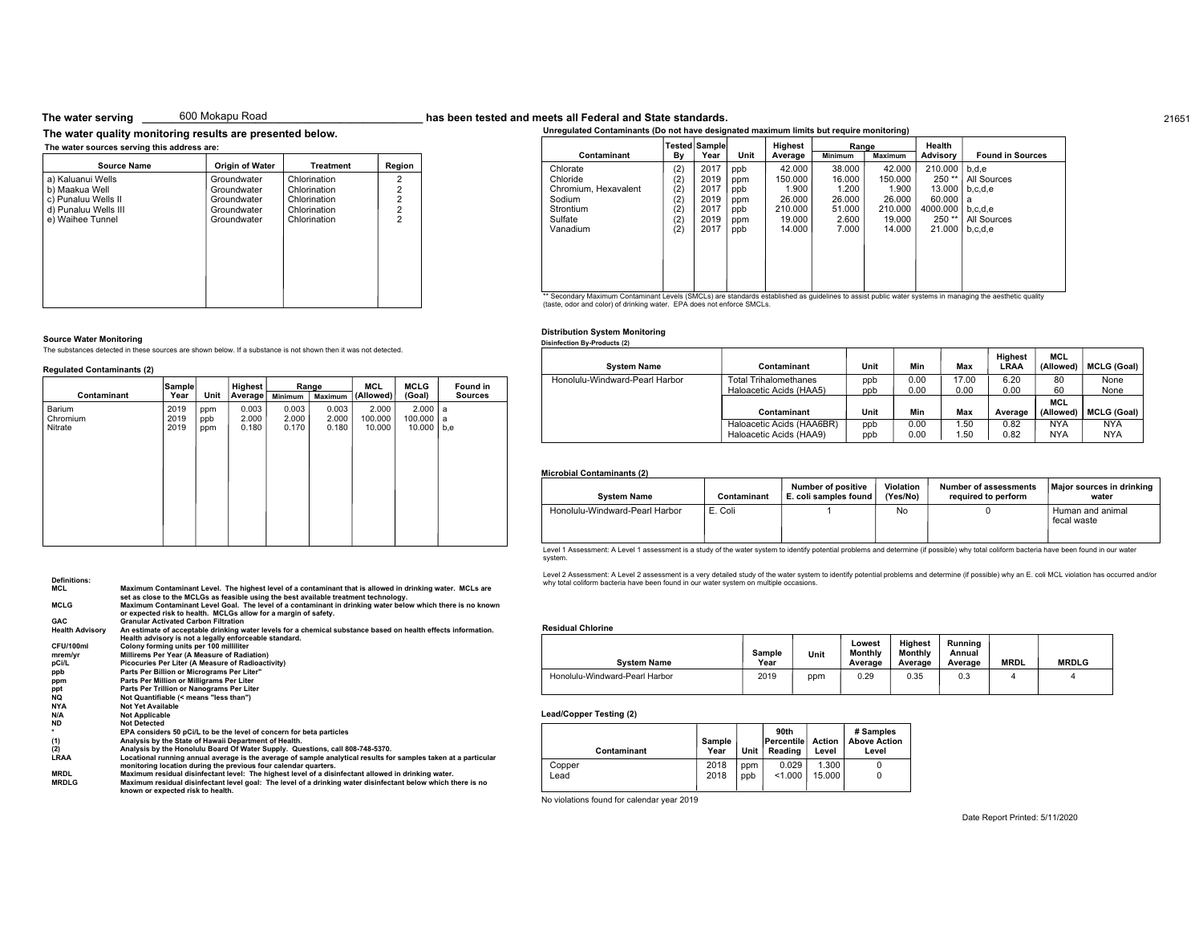**The water serving** 600 Mokapu Road **has been tested and meets all Federal and State standards.**

21651

## The water quality monitoring results are presented below.

**The water sources serving this address are:**

| Source Name | Origin of Water | Treatment | Region |
|---|---|---|---|
| a) Kaluanui Wells | Groundwater | Chlorination | 2 |
| b) Maakua Well | Groundwater | Chlorination | 2 |
| c) Punaluu Wells II | Groundwater | Chlorination | 2 |
| d) Punaluu Wells III | Groundwater | Chlorination | 2 |
| e) Waihee Tunnel | Groundwater | Chlorination | 2 |

### Source Water Monitoring

The substances detected in these sources are shown below. If a substance is not shown then it was not detected.

**Regulated Contaminants (2)**

| Contaminant | Sample Year | Unit | Highest Average | Range | | MCL (Allowed) | MCLG (Goal) | Found in Sources |
|---|---|---|---|---|---|---|---|---|
| | | | | Minimum | Maximum | | | |
| Barium | 2019 | ppm | 0.003 | 0.003 | 0.003 | 2.000 | 2.000 | a |
| Chromium | 2019 | ppb | 2.000 | 2.000 | 2.000 | 100.000 | 100.000 | a |
| Nitrate | 2019 | ppm | 0.180 | 0.170 | 0.180 | 10.000 | 10.000 | b,e |

**Definitions:**

| | |
|---|---|
| MCL | Maximum Contaminant Level. The highest level of a contaminant that is allowed in drinking water. MCLs are set as close to the MCLGs as feasible using the best available treatment technology. |
| MCLG | Maximum Contaminant Level Goal. The level of a contaminant in drinking water below which there is no known or expected risk to health. MCLGs allow for a margin of safety. |
| GAC | Granular Activated Carbon Filtration |
| Health Advisory | An estimate of acceptable drinking water levels for a chemical substance based on health effects information. Health advisory is not a legally enforceable standard. |
| CFU/100ml | Colony forming units per 100 milliliter |
| mrem/yr | Millirems Per Year (A Measure of Radiation) |
| pCi/L | Picocuries Per Liter (A Measure of Radioactivity) |
| ppb | Parts Per Billion or Micrograms Per Liter" |
| ppm | Parts Per Million or Milligrams Per Liter |
| ppt | Parts Per Trillion or Nanograms Per Liter |
| NQ | Not Quantifiable (< means "less than") |
| NYA | Not Yet Available |
| N/A | Not Applicable |
| ND | Not Detected |
| * | EPA considers 50 pCi/L to be the level of concern for beta particles |
| (1) | Analysis by the State of Hawaii Department of Health. |
| (2) | Analysis by the Honolulu Board Of Water Supply. Questions, call 808-748-5370. |
| LRAA | Locational running annual average is the average of sample analytical results for samples taken at a particular monitoring location during the previous four calendar quarters. |
| MRDL | Maximum residual disinfectant level: The highest level of a disinfectant allowed in drinking water. |
| MRDLG | Maximum residual disinfectant level goal: The level of a drinking water disinfectant below which there is no known or expected risk to health. |

**Unregulated Contaminants (Do not have designated maximum limits but require monitoring)**

| Contaminant | Tested By | Sample Year | Unit | Highest Average | Range | | Health Advisory | Found in Sources |
|---|---|---|---|---|---|---|---|---|
| | | | | | Minimum | Maximum | | |
| Chlorate | (2) | 2017 | ppb | 42.000 | 38.000 | 42.000 | 210.000 | b,d,e |
| Chloride | (2) | 2019 | ppm | 150.000 | 16.000 | 150.000 | 250 ** | All Sources |
| Chromium, Hexavalent | (2) | 2017 | ppb | 1.900 | 1.200 | 1.900 | 13.000 | b,c,d,e |
| Sodium | (2) | 2019 | ppm | 26.000 | 26.000 | 26.000 | 60.000 | a |
| Strontium | (2) | 2017 | ppb | 210.000 | 51.000 | 210.000 | 4000.000 | b,c,d,e |
| Sulfate | (2) | 2019 | ppm | 19.000 | 2.600 | 19.000 | 250 ** | All Sources |
| Vanadium | (2) | 2017 | ppb | 14.000 | 7.000 | 14.000 | 21.000 | b,c,d,e |

** Secondary Maximum Contaminant Levels (SMCLs) are standards established as guidelines to assist public water systems in managing the aesthetic quality (taste, odor and color) of drinking water. EPA does not enforce SMCLs.

### Distribution System Monitoring

**Disinfection By-Products (2)**

| System Name | Contaminant | Unit | Min | Max | Highest LRAA | MCL (Allowed) | MCLG (Goal) |
|---|---|---|---|---|---|---|---|
| Honolulu-Windward-Pearl Harbor | Total Trihalomethanes | ppb | 0.00 | 17.00 | 6.20 | 80 | None |
| | Haloacetic Acids (HAA5) | ppb | 0.00 | 0.00 | 0.00 | 60 | None |
| | **Contaminant** | **Unit** | **Min** | **Max** | **Average** | **MCL (Allowed)** | **MCLG (Goal)** |
| | Haloacetic Acids (HAA6BR) | ppb | 0.00 | 1.50 | 0.82 | NYA | NYA |
| | Haloacetic Acids (HAA9) | ppb | 0.00 | 1.50 | 0.82 | NYA | NYA |

**Microbial Contaminants (2)**

| System Name | Contaminant | Number of positive E. coli samples found | Violation (Yes/No) | Number of assessments required to perform | Major sources in drinking water |
|---|---|---|---|---|---|
| Honolulu-Windward-Pearl Harbor | E. Coli | 1 | No | 0 | Human and animal fecal waste |

Level 1 Assessment: A Level 1 assessment is a study of the water system to identify potential problems and determine (if possible) why total coliform bacteria have been found in our water system.

Level 2 Assessment: A Level 2 assessment is a very detailed study of the water system to identify potential problems and determine (if possible) why an E. coli MCL violation has occurred and/or why total coliform bacteria have been found in our water system on multiple occasions.

**Residual Chlorine**

| System Name | Sample Year | Unit | Lowest Monthly Average | Highest Monthly Average | Running Annual Average | MRDL | MRDLG |
|---|---|---|---|---|---|---|---|
| Honolulu-Windward-Pearl Harbor | 2019 | ppm | 0.29 | 0.35 | 0.3 | 4 | 4 |

**Lead/Copper Testing (2)**

| Contaminant | Sample Year | Unit | 90th Percentile Reading | Action Level | # Samples Above Action Level |
|---|---|---|---|---|---|
| Copper | 2018 | ppm | 0.029 | 1.300 | 0 |
| Lead | 2018 | ppb | <1.000 | 15.000 | 0 |

No violations found for calendar year 2019

Date Report Printed: 5/11/2020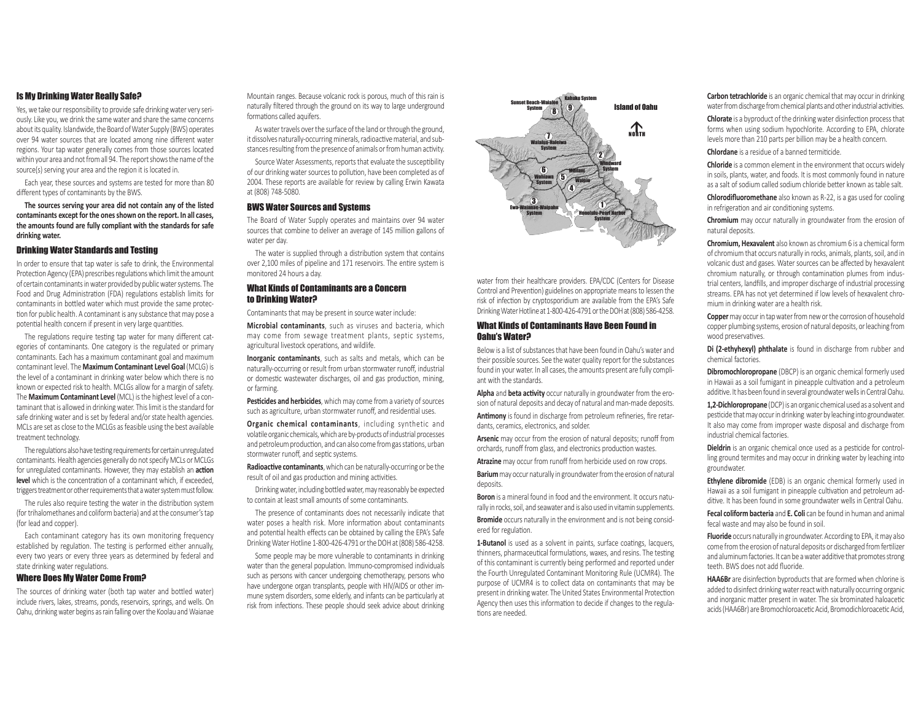## Is My Drinking Water Really Safe?

Yes, we take our responsibility to provide safe drinking water very seriously. Like you, we drink the same water and share the same concerns about its quality. Islandwide, the Board of Water Supply (BWS) operates over 94 water sources that are located among nine different water regions. Your tap water generally comes from those sources located within your area and not from all 94. The report shows the name of the source(s) serving your area and the region it is located in.

Each year, these sources and systems are tested for more than 80 different types of contaminants by the BWS.

**The sources serving your area did not contain any of the listed contaminants except for the ones shown on the report. In all cases, the amounts found are fully compliant with the standards for safe drinking water.**

## Drinking Water Standards and Testing

In order to ensure that tap water is safe to drink, the Environmental Protection Agency (EPA) prescribes regulations which limit the amount of certain contaminants in water provided by public water systems. The Food and Drug Administration (FDA) regulations establish limits for contaminants in bottled water which must provide the same protection for public health. A contaminant is any substance that may pose a potential health concern if present in very large quantities.

The regulations require testing tap water for many different categories of contaminants. One category is the regulated or primary contaminants. Each has a maximum contaminant goal and maximum contaminant level. The **Maximum Contaminant Level Goal** (MCLG) is the level of a contaminant in drinking water below which there is no known or expected risk to health. MCLGs allow for a margin of safety. The **Maximum Contaminant Level** (MCL) is the highest level of a contaminant that is allowed in drinking water. This limit is the standard for safe drinking water and is set by federal and/or state health agencies. MCLs are set as close to the MCLGs as feasible using the best available treatment technology.

The regulations also have testing requirements for certain unregulated contaminants. Health agencies generally do not specify MCLs or MCLGs for unregulated contaminants. However, they may establish an **action level** which is the concentration of a contaminant which, if exceeded, triggers treatment or other requirements that a water system must follow.

The rules also require testing the water in the distribution system (for trihalomethanes and coliform bacteria) and at the consumer's tap (for lead and copper).

Each contaminant category has its own monitoring frequency established by regulation. The testing is performed either annually, every two years or every three years as determined by federal and state drinking water regulations.

## Where Does My Water Come From?

The sources of drinking water (both tap water and bottled water) include rivers, lakes, streams, ponds, reservoirs, springs, and wells. On Oahu, drinking water begins as rain falling over the Koolau and Waianae Mountain ranges. Because volcanic rock is porous, much of this rain is naturally filtered through the ground on its way to large underground formations called aquifers.

As water travels over the surface of the land or through the ground, it dissolves naturally-occurring minerals, radioactive material, and substances resulting from the presence of animals or from human activity.

Source Water Assessments, reports that evaluate the susceptibility of our drinking water sources to pollution, have been completed as of 2004. These reports are available for review by calling Erwin Kawata at (808) 748-5080.

## BWS Water Sources and Systems

The Board of Water Supply operates and maintains over 94 water sources that combine to deliver an average of 145 million gallons of water per day.

The water is supplied through a distribution system that contains over 2,100 miles of pipeline and 171 reservoirs. The entire system is monitored 24 hours a day.

## What Kinds of Contaminants are a Concern to Drinking Water?

Contaminants that may be present in source water include:

**Microbial contaminants**, such as viruses and bacteria, which may come from sewage treatment plants, septic systems, agricultural livestock operations, and wildlife.

**Inorganic contaminants**, such as salts and metals, which can be naturally-occurring or result from urban stormwater runoff, industrial or domestic wastewater discharges, oil and gas production, mining, or farming.

**Pesticides and herbicides**, which may come from a variety of sources such as agriculture, urban stormwater runoff, and residential uses.

**Organic chemical contaminants**, including synthetic and volatile organic chemicals, which are by-products of industrial processes and petroleum production, and can also come from gas stations, urban stormwater runoff, and septic systems.

**Radioactive contaminants**, which can be naturally-occurring or be the result of oil and gas production and mining activities.

Drinking water, including bottled water, may reasonably be expected to contain at least small amounts of some contaminants.

The presence of contaminants does not necessarily indicate that water poses a health risk. More information about contaminants and potential health effects can be obtained by calling the EPA's Safe Drinking Water Hotline 1-800-426-4791 or the DOH at (808) 586-4258.

Some people may be more vulnerable to contaminants in drinking water than the general population. Immuno-compromised individuals such as persons with cancer undergoing chemotherapy, persons who have undergone organ transplants, people with HIV/AIDS or other immune system disorders, some elderly, and infants can be particularly at risk from infections. These people should seek advice about drinking water from their healthcare providers. EPA/CDC (Centers for Disease Control and Prevention) guidelines on appropriate means to lessen the risk of infection by cryptosporidium are available from the EPA's Safe Drinking Water Hotline at 1-800-426-4791 or the DOH at (808) 586-4258.

Island of Oahu

NORTH

1 Honolulu-Pearl Harbor System
2 Windward System
3 Ewa-Waianae-Waipahu System
4 Waipio
5 Mililani
6 Wahiawa System
7 Waialua-Haleiwa System
8 Sunset Beach-Waialee System
9 Kahuku System

## What Kinds of Contaminants Have Been Found in Oahu's Water?

Below is a list of substances that have been found in Oahu's water and their possible sources. See the water quality report for the substances found in your water. In all cases, the amounts present are fully compliant with the standards.

**Alpha** and **beta activity** occur naturally in groundwater from the erosion of natural deposits and decay of natural and man-made deposits.

**Antimony** is found in discharge from petroleum refineries, fire retardants, ceramics, electronics, and solder.

**Arsenic** may occur from the erosion of natural deposits; runoff from orchards, runoff from glass, and electronics production wastes.

**Atrazine** may occur from runoff from herbicide used on row crops.

**Barium** may occur naturally in groundwater from the erosion of natural deposits.

**Boron** is a mineral found in food and the environment. It occurs naturally in rocks, soil, and seawater and is also used in vitamin supplements.

**Bromide** occurs naturally in the environment and is not being considered for regulation.

**1-Butanol** is used as a solvent in paints, surface coatings, lacquers, thinners, pharmaceutical formulations, waxes, and resins. The testing of this contaminant is currently being performed and reported under the Fourth Unregulated Contaminant Monitoring Rule (UCMR4). The purpose of UCMR4 is to collect data on contaminants that may be present in drinking water. The United States Environmental Protection Agency then uses this information to decide if changes to the regulations are needed.

**Carbon tetrachloride** is an organic chemical that may occur in drinking water from discharge from chemical plants and other industrial activities.

**Chlorate** is a byproduct of the drinking water disinfection process that forms when using sodium hypochlorite. According to EPA, chlorate levels more than 210 parts per billion may be a health concern.

**Chlordane** is a residue of a banned termiticide.

**Chloride** is a common element in the environment that occurs widely in soils, plants, water, and foods. It is most commonly found in nature as a salt of sodium called sodium chloride better known as table salt.

**Chlorodifluoromethane** also known as R-22, is a gas used for cooling in refrigeration and air conditioning systems.

**Chromium** may occur naturally in groundwater from the erosion of natural deposits.

**Chromium, Hexavalent** also known as chromium 6 is a chemical form of chromium that occurs naturally in rocks, animals, plants, soil, and in volcanic dust and gases. Water sources can be affected by hexavalent chromium naturally, or through contamination plumes from industrial centers, landfills, and improper discharge of industrial processing streams. EPA has not yet determined if low levels of hexavalent chromium in drinking water are a health risk.

**Copper** may occur in tap water from new or the corrosion of household copper plumbing systems, erosion of natural deposits, or leaching from wood preservatives.

**Di (2-ethyhexyl) phthalate** is found in discharge from rubber and chemical factories.

**Dibromochloropropane** (DBCP) is an organic chemical formerly used in Hawaii as a soil fumigant in pineapple cultivation and a petroleum additive. It has been found in several groundwater wells in Central Oahu.

**1,2-Dichloropropane** (DCP) is an organic chemical used as a solvent and pesticide that may occur in drinking water by leaching into groundwater. It also may come from improper waste disposal and discharge from industrial chemical factories.

**Dieldrin** is an organic chemical once used as a pesticide for controlling ground termites and may occur in drinking water by leaching into groundwater.

**Ethylene dibromide** (EDB) is an organic chemical formerly used in Hawaii as a soil fumigant in pineapple cultivation and petroleum additive. It has been found in some groundwater wells in Central Oahu.

**Fecal coliform bacteria** and **E. Coli** can be found in human and animal fecal waste and may also be found in soil.

**Fluoride** occurs naturally in groundwater. According to EPA, it may also come from the erosion of natural deposits or discharged from fertilizer and aluminum factories. It can be a water additive that promotes strong teeth. BWS does not add fluoride.

**HAA6Br** are disinfection byproducts that are formed when chlorine is added to disinfect drinking water react with naturally occurring organic and inorganic matter present in water. The six brominated haloacetic acids (HAA6Br) are Bromochloroacetic Acid, Bromodichloroacetic Acid,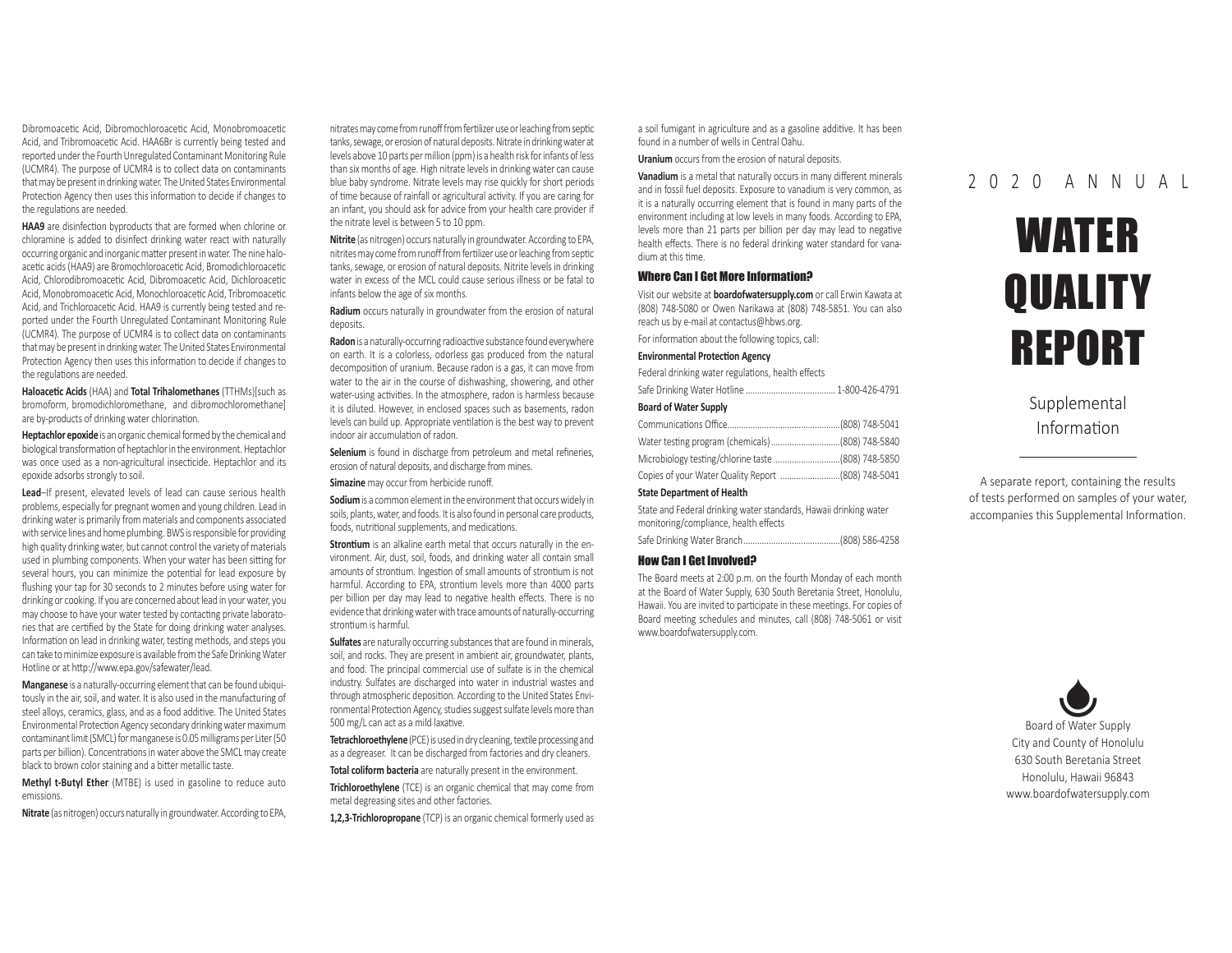Dibromoacetic Acid, Dibromochloroacetic Acid, Monobromoacetic Acid, and Tribromoacetic Acid. HAA6Br is currently being tested and reported under the Fourth Unregulated Contaminant Monitoring Rule (UCMR4). The purpose of UCMR4 is to collect data on contaminants that may be present in drinking water. The United States Environmental Protection Agency then uses this information to decide if changes to the regulations are needed.

**HAA9** are disinfection byproducts that are formed when chlorine or chloramine is added to disinfect drinking water react with naturally occurring organic and inorganic matter present in water. The nine haloacetic acids (HAA9) are Bromochloroacetic Acid, Bromodichloroacetic Acid, Chlorodibromoacetic Acid, Dibromoacetic Acid, Dichloroacetic Acid, Monobromoacetic Acid, Monochloroacetic Acid, Tribromoacetic Acid, and Trichloroacetic Acid. HAA9 is currently being tested and reported under the Fourth Unregulated Contaminant Monitoring Rule (UCMR4). The purpose of UCMR4 is to collect data on contaminants that may be present in drinking water. The United States Environmental Protection Agency then uses this information to decide if changes to the regulations are needed.

**Haloacetic Acids** (HAA) and **Total Trihalomethanes** (TTHMs)[such as bromoform, bromodichloromethane, and dibromochloromethane] are by-products of drinking water chlorination.

**Heptachlor epoxide** is an organic chemical formed by the chemical and biological transformation of heptachlor in the environment. Heptachlor was once used as a non-agricultural insecticide. Heptachlor and its epoxide adsorbs strongly to soil.

**Lead**–If present, elevated levels of lead can cause serious health problems, especially for pregnant women and young children. Lead in drinking water is primarily from materials and components associated with service lines and home plumbing. BWS is responsible for providing high quality drinking water, but cannot control the variety of materials used in plumbing components. When your water has been sitting for several hours, you can minimize the potential for lead exposure by flushing your tap for 30 seconds to 2 minutes before using water for drinking or cooking. If you are concerned about lead in your water, you may choose to have your water tested by contacting private laboratories that are certified by the State for doing drinking water analyses. Information on lead in drinking water, testing methods, and steps you can take to minimize exposure is available from the Safe Drinking Water Hotline or at http://www.epa.gov/safewater/lead.

**Manganese** is a naturally-occurring element that can be found ubiquitously in the air, soil, and water. It is also used in the manufacturing of steel alloys, ceramics, glass, and as a food additive. The United States Environmental Protection Agency secondary drinking water maximum contaminant limit (SMCL) for manganese is 0.05 milligrams per Liter (50 parts per billion). Concentrations in water above the SMCL may create black to brown color staining and a bitter metallic taste.

**Methyl t-Butyl Ether** (MTBE) is used in gasoline to reduce auto emissions.

**Nitrate** (as nitrogen) occurs naturally in groundwater. According to EPA, nitrates may come from runoff from fertilizer use or leaching from septic tanks, sewage, or erosion of natural deposits. Nitrate in drinking water at levels above 10 parts per million (ppm) is a health risk for infants of less than six months of age. High nitrate levels in drinking water can cause blue baby syndrome. Nitrate levels may rise quickly for short periods of time because of rainfall or agricultural activity. If you are caring for an infant, you should ask for advice from your health care provider if the nitrate level is between 5 to 10 ppm.

**Nitrite** (as nitrogen) occurs naturally in groundwater. According to EPA, nitrites may come from runoff from fertilizer use or leaching from septic tanks, sewage, or erosion of natural deposits. Nitrite levels in drinking water in excess of the MCL could cause serious illness or be fatal to infants below the age of six months.

**Radium** occurs naturally in groundwater from the erosion of natural deposits.

**Radon** is a naturally-occurring radioactive substance found everywhere on earth. It is a colorless, odorless gas produced from the natural decomposition of uranium. Because radon is a gas, it can move from water to the air in the course of dishwashing, showering, and other water-using activities. In the atmosphere, radon is harmless because it is diluted. However, in enclosed spaces such as basements, radon levels can build up. Appropriate ventilation is the best way to prevent indoor air accumulation of radon.

**Selenium** is found in discharge from petroleum and metal refineries, erosion of natural deposits, and discharge from mines.

**Simazine** may occur from herbicide runoff.

**Sodium** is a common element in the environment that occurs widely in soils, plants, water, and foods. It is also found in personal care products, foods, nutritional supplements, and medications.

**Strontium** is an alkaline earth metal that occurs naturally in the environment. Air, dust, soil, foods, and drinking water all contain small amounts of strontium. Ingestion of small amounts of strontium is not harmful. According to EPA, strontium levels more than 4000 parts per billion per day may lead to negative health effects. There is no evidence that drinking water with trace amounts of naturally-occurring strontium is harmful.

**Sulfates** are naturally occurring substances that are found in minerals, soil, and rocks. They are present in ambient air, groundwater, plants, and food. The principal commercial use of sulfate is in the chemical industry. Sulfates are discharged into water in industrial wastes and through atmospheric deposition. According to the United States Environmental Protection Agency, studies suggest sulfate levels more than 500 mg/L can act as a mild laxative.

**Tetrachloroethylene** (PCE) is used in dry cleaning, textile processing and as a degreaser. It can be discharged from factories and dry cleaners.

**Total coliform bacteria** are naturally present in the environment.

**Trichloroethylene** (TCE) is an organic chemical that may come from metal degreasing sites and other factories.

**1,2,3-Trichloropropane** (TCP) is an organic chemical formerly used as a soil fumigant in agriculture and as a gasoline additive. It has been found in a number of wells in Central Oahu.

**Uranium** occurs from the erosion of natural deposits.

**Vanadium** is a metal that naturally occurs in many different minerals and in fossil fuel deposits. Exposure to vanadium is very common, as it is a naturally occurring element that is found in many parts of the environment including at low levels in many foods. According to EPA, levels more than 21 parts per billion per day may lead to negative health effects. There is no federal drinking water standard for vanadium at this time.

## Where Can I Get More Information?

Visit our website at **boardofwatersupply.com** or call Erwin Kawata at (808) 748-5080 or Owen Narikawa at (808) 748-5851. You can also reach us by e-mail at contactus@hbws.org.

For information about the following topics, call:

**Environmental Protection Agency**

Federal drinking water regulations, health effects

Safe Drinking Water Hotline ....................................... 1-800-426-4791

**Board of Water Supply**

Communications Office.................................................(808) 748-5041

Water testing program (chemicals)..............................(808) 748-5840

Microbiology testing/chlorine taste.............................(808) 748-5850

Copies of your Water Quality Report ..........................(808) 748-5041

**State Department of Health**

State and Federal drinking water standards, Hawaii drinking water monitoring/compliance, health effects

Safe Drinking Water Branch.........................................(808) 586-4258

## How Can I Get Involved?

The Board meets at 2:00 p.m. on the fourth Monday of each month at the Board of Water Supply, 630 South Beretania Street, Honolulu, Hawaii. You are invited to participate in these meetings. For copies of Board meeting schedules and minutes, call (808) 748-5061 or visit www.boardofwatersupply.com.

2020 ANNUAL

# WATER QUALITY REPORT

Supplemental Information

A separate report, containing the results of tests performed on samples of your water, accompanies this Supplemental Information.

Board of Water Supply
City and County of Honolulu
630 South Beretania Street
Honolulu, Hawaii 96843
www.boardofwatersupply.com